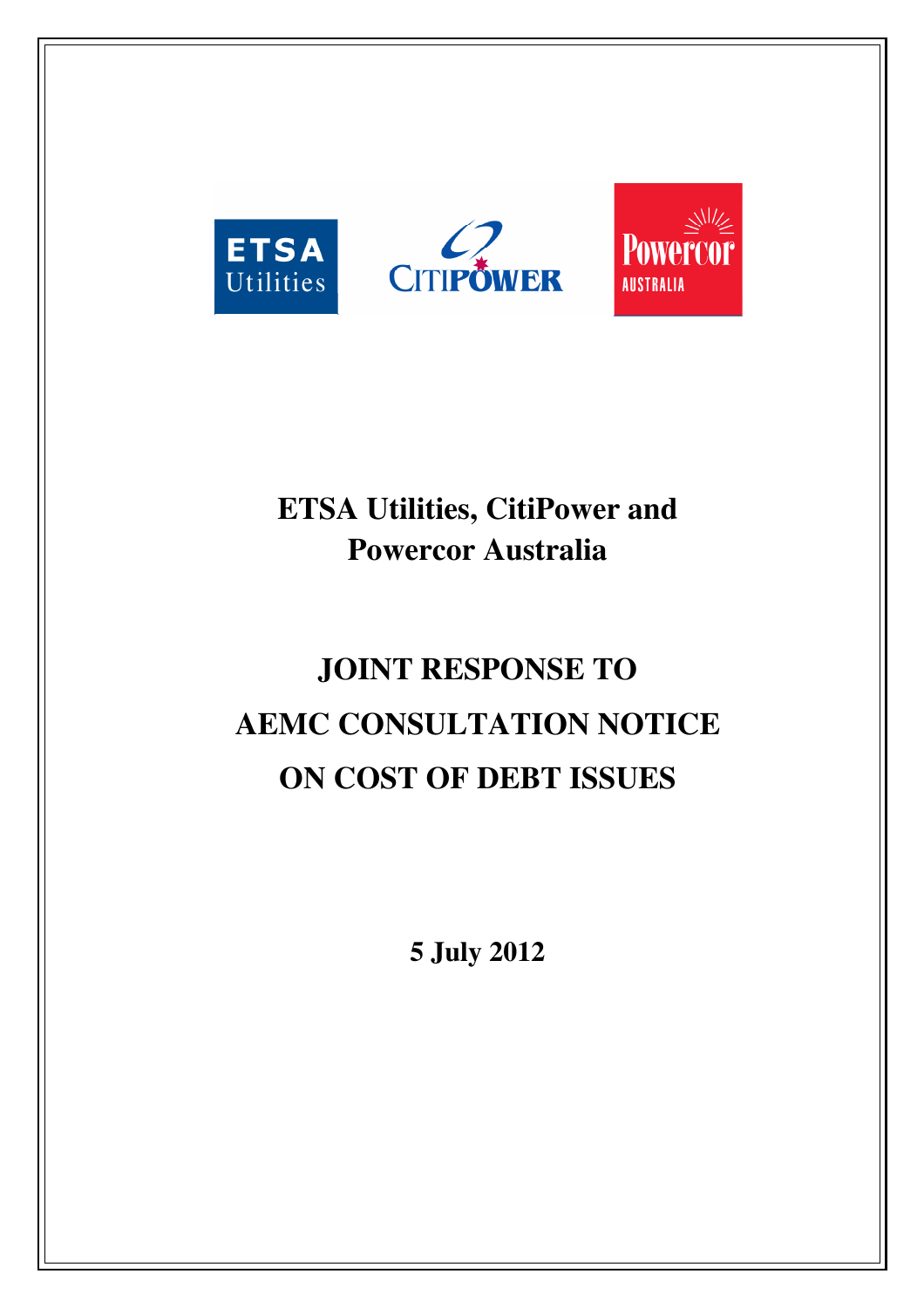# ETSA Utilities, CitiPower and Powercor Australia

# JOINT RESPONSE TO AEMC CONSULTATION NOTICE ON COST OF DEBT ISSUES

**5 July 2012**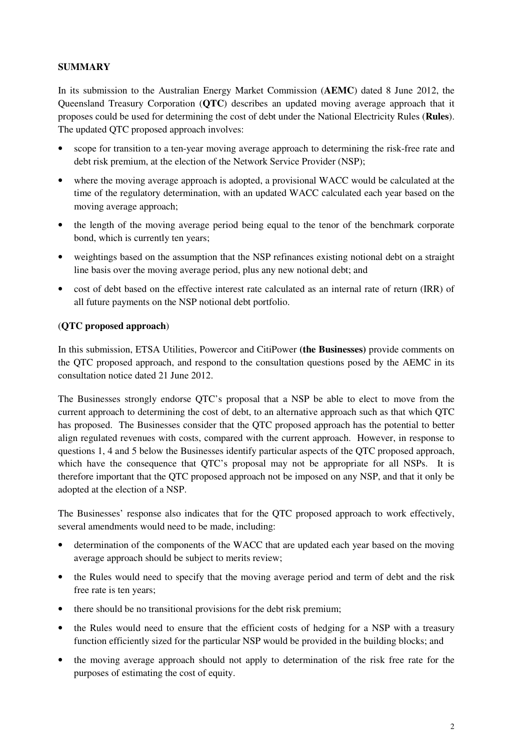## SUMMARY

In its submission to the Australian Energy Market Commission (**AEMC**) dated 8 June 2012, the Queensland Treasury Corporation (**QTC**) describes an updated moving average approach that it proposes could be used for determining the cost of debt under the National Electricity Rules (**Rules**). The updated QTC proposed approach involves:

- scope for transition to a ten-year moving average approach to determining the risk-free rate and debt risk premium, at the election of the Network Service Provider (NSP);
- where the moving average approach is adopted, a provisional WACC would be calculated at the time of the regulatory determination, with an updated WACC calculated each year based on the moving average approach;
- the length of the moving average period being equal to the tenor of the benchmark corporate bond, which is currently ten years;
- weightings based on the assumption that the NSP refinances existing notional debt on a straight line basis over the moving average period, plus any new notional debt; and
- cost of debt based on the effective interest rate calculated as an internal rate of return (IRR) of all future payments on the NSP notional debt portfolio.

(**QTC proposed approach**)

In this submission, ETSA Utilities, Powercor and CitiPower **(the Businesses)** provide comments on the QTC proposed approach, and respond to the consultation questions posed by the AEMC in its consultation notice dated 21 June 2012.

The Businesses strongly endorse QTC's proposal that a NSP be able to elect to move from the current approach to determining the cost of debt, to an alternative approach such as that which QTC has proposed. The Businesses consider that the QTC proposed approach has the potential to better align regulated revenues with costs, compared with the current approach. However, in response to questions 1, 4 and 5 below the Businesses identify particular aspects of the QTC proposed approach, which have the consequence that QTC's proposal may not be appropriate for all NSPs. It is therefore important that the QTC proposed approach not be imposed on any NSP, and that it only be adopted at the election of a NSP.

The Businesses' response also indicates that for the QTC proposed approach to work effectively, several amendments would need to be made, including:

- determination of the components of the WACC that are updated each year based on the moving average approach should be subject to merits review;
- the Rules would need to specify that the moving average period and term of debt and the risk free rate is ten years;
- there should be no transitional provisions for the debt risk premium;
- the Rules would need to ensure that the efficient costs of hedging for a NSP with a treasury function efficiently sized for the particular NSP would be provided in the building blocks; and
- the moving average approach should not apply to determination of the risk free rate for the purposes of estimating the cost of equity.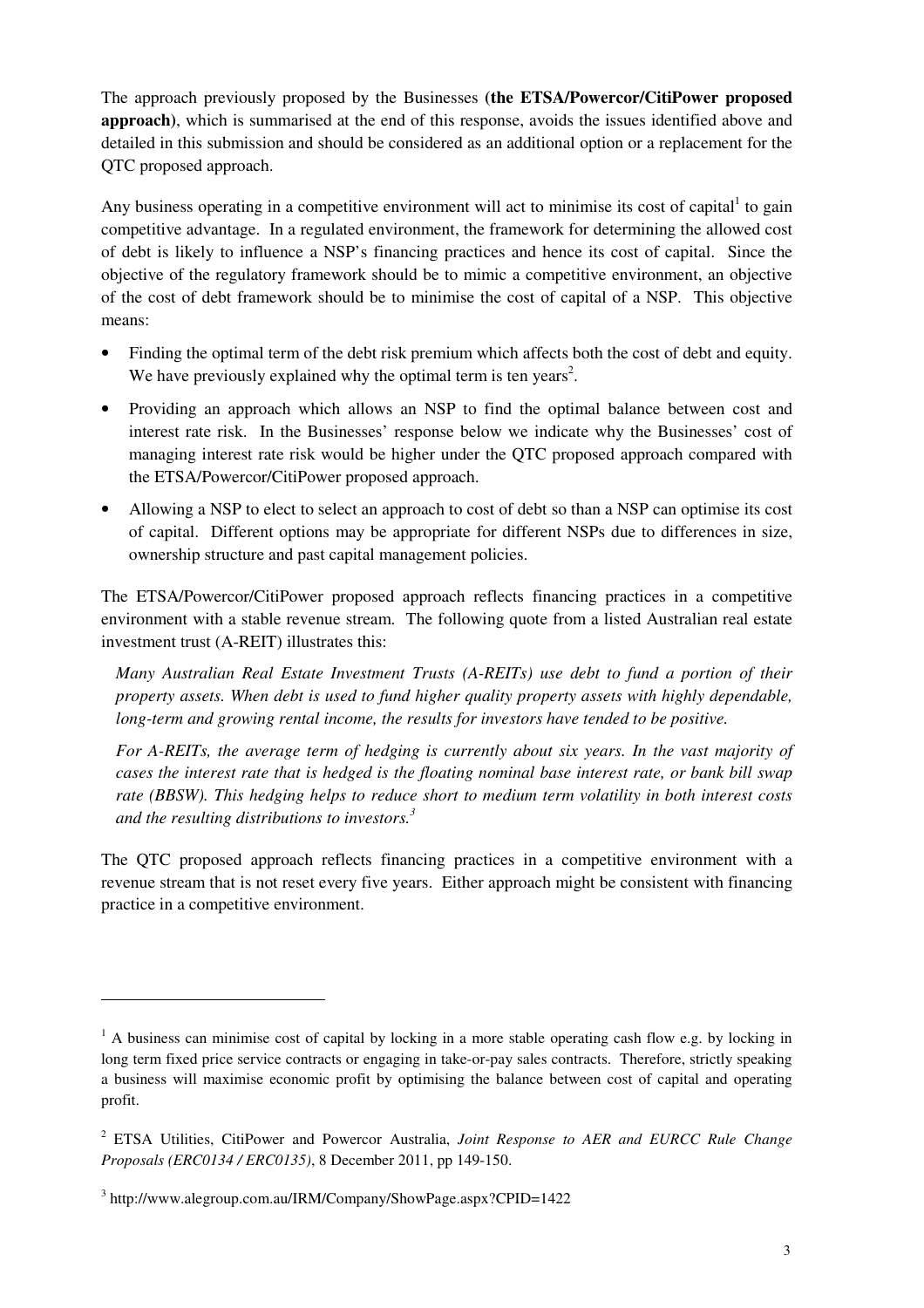The approach previously proposed by the Businesses **(the ETSA/Powercor/CitiPower proposed approach)**, which is summarised at the end of this response, avoids the issues identified above and detailed in this submission and should be considered as an additional option or a replacement for the QTC proposed approach.

Any business operating in a competitive environment will act to minimise its cost of capital[1] to gain competitive advantage. In a regulated environment, the framework for determining the allowed cost of debt is likely to influence a NSP's financing practices and hence its cost of capital. Since the objective of the regulatory framework should be to mimic a competitive environment, an objective of the cost of debt framework should be to minimise the cost of capital of a NSP. This objective means:

- Finding the optimal term of the debt risk premium which affects both the cost of debt and equity. We have previously explained why the optimal term is ten years[2].
- Providing an approach which allows an NSP to find the optimal balance between cost and interest rate risk. In the Businesses' response below we indicate why the Businesses' cost of managing interest rate risk would be higher under the QTC proposed approach compared with the ETSA/Powercor/CitiPower proposed approach.
- Allowing a NSP to elect to select an approach to cost of debt so than a NSP can optimise its cost of capital. Different options may be appropriate for different NSPs due to differences in size, ownership structure and past capital management policies.

The ETSA/Powercor/CitiPower proposed approach reflects financing practices in a competitive environment with a stable revenue stream. The following quote from a listed Australian real estate investment trust (A-REIT) illustrates this:

> *Many Australian Real Estate Investment Trusts (A-REITs) use debt to fund a portion of their property assets. When debt is used to fund higher quality property assets with highly dependable, long-term and growing rental income, the results for investors have tended to be positive.*
>
> *For A-REITs, the average term of hedging is currently about six years. In the vast majority of cases the interest rate that is hedged is the floating nominal base interest rate, or bank bill swap rate (BBSW). This hedging helps to reduce short to medium term volatility in both interest costs and the resulting distributions to investors.*[3]

The QTC proposed approach reflects financing practices in a competitive environment with a revenue stream that is not reset every five years. Either approach might be consistent with financing practice in a competitive environment.

---

[1] A business can minimise cost of capital by locking in a more stable operating cash flow e.g. by locking in long term fixed price service contracts or engaging in take-or-pay sales contracts. Therefore, strictly speaking a business will maximise economic profit by optimising the balance between cost of capital and operating profit.

[2] ETSA Utilities, CitiPower and Powercor Australia, *Joint Response to AER and EURCC Rule Change Proposals (ERC0134 / ERC0135)*, 8 December 2011, pp 149-150.

[3] http://www.alegroup.com.au/IRM/Company/ShowPage.aspx?CPID=1422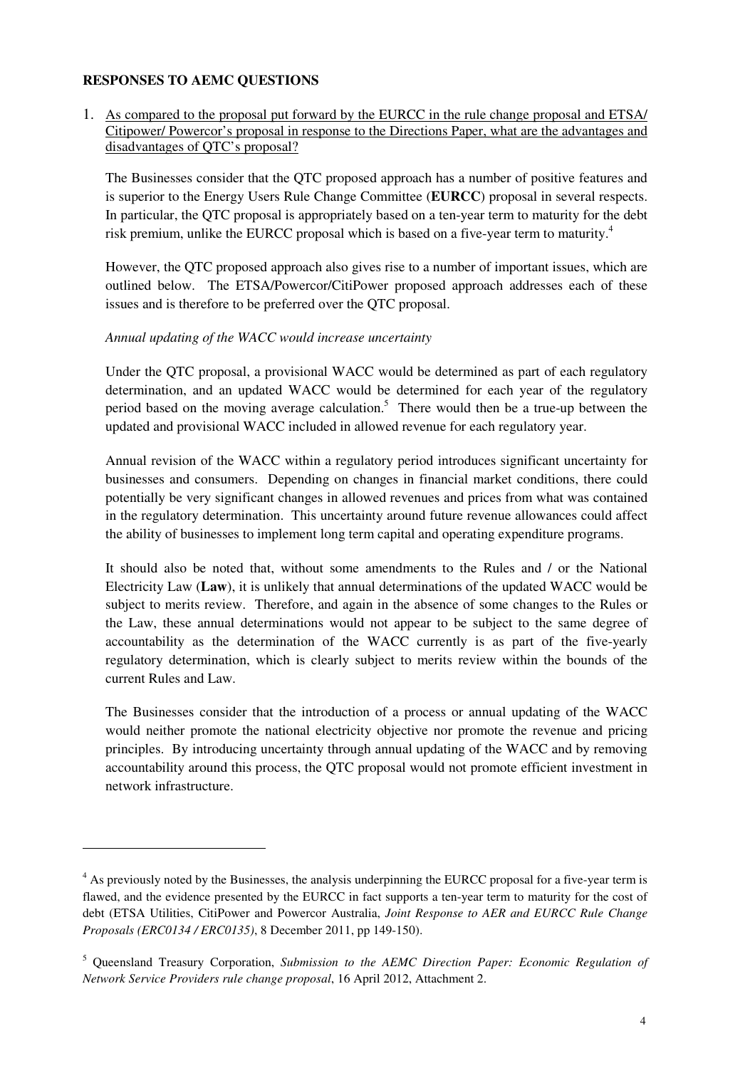**RESPONSES TO AEMC QUESTIONS**

1. As compared to the proposal put forward by the EURCC in the rule change proposal and ETSA/ Citipower/ Powercor's proposal in response to the Directions Paper, what are the advantages and disadvantages of QTC's proposal?

   The Businesses consider that the QTC proposed approach has a number of positive features and is superior to the Energy Users Rule Change Committee (**EURCC**) proposal in several respects. In particular, the QTC proposal is appropriately based on a ten-year term to maturity for the debt risk premium, unlike the EURCC proposal which is based on a five-year term to maturity.[4]

   However, the QTC proposed approach also gives rise to a number of important issues, which are outlined below. The ETSA/Powercor/CitiPower proposed approach addresses each of these issues and is therefore to be preferred over the QTC proposal.

   *Annual updating of the WACC would increase uncertainty*

   Under the QTC proposal, a provisional WACC would be determined as part of each regulatory determination, and an updated WACC would be determined for each year of the regulatory period based on the moving average calculation.[5] There would then be a true-up between the updated and provisional WACC included in allowed revenue for each regulatory year.

   Annual revision of the WACC within a regulatory period introduces significant uncertainty for businesses and consumers. Depending on changes in financial market conditions, there could potentially be very significant changes in allowed revenues and prices from what was contained in the regulatory determination. This uncertainty around future revenue allowances could affect the ability of businesses to implement long term capital and operating expenditure programs.

   It should also be noted that, without some amendments to the Rules and / or the National Electricity Law (**Law**), it is unlikely that annual determinations of the updated WACC would be subject to merits review. Therefore, and again in the absence of some changes to the Rules or the Law, these annual determinations would not appear to be subject to the same degree of accountability as the determination of the WACC currently is as part of the five-yearly regulatory determination, which is clearly subject to merits review within the bounds of the current Rules and Law.

   The Businesses consider that the introduction of a process or annual updating of the WACC would neither promote the national electricity objective nor promote the revenue and pricing principles. By introducing uncertainty through annual updating of the WACC and by removing accountability around this process, the QTC proposal would not promote efficient investment in network infrastructure.

---

[4] As previously noted by the Businesses, the analysis underpinning the EURCC proposal for a five-year term is flawed, and the evidence presented by the EURCC in fact supports a ten-year term to maturity for the cost of debt (ETSA Utilities, CitiPower and Powercor Australia, *Joint Response to AER and EURCC Rule Change Proposals (ERC0134 / ERC0135)*, 8 December 2011, pp 149-150).

[5] Queensland Treasury Corporation, *Submission to the AEMC Direction Paper: Economic Regulation of Network Service Providers rule change proposal*, 16 April 2012, Attachment 2.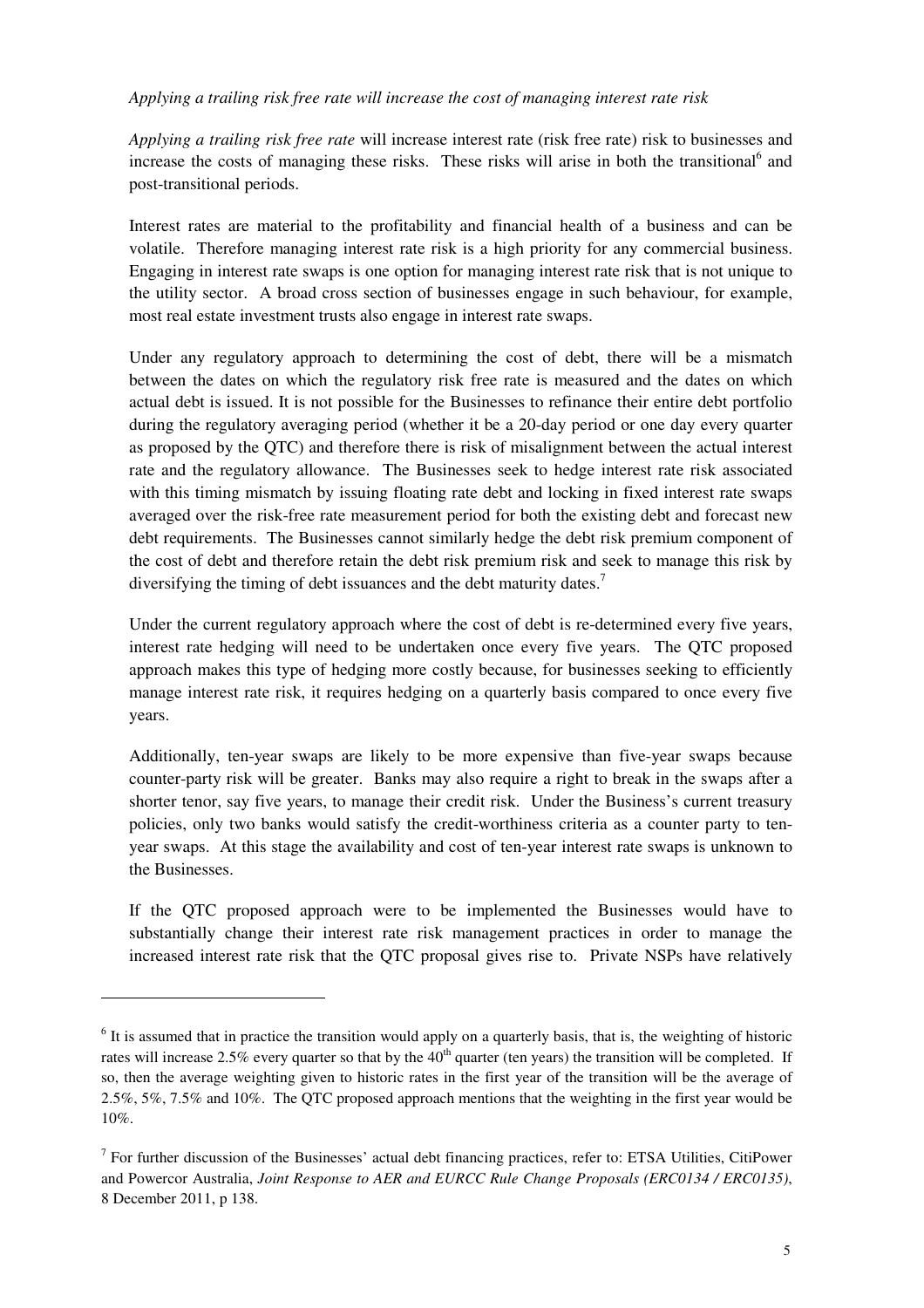*Applying a trailing risk free rate will increase the cost of managing interest rate risk*

*Applying a trailing risk free rate* will increase interest rate (risk free rate) risk to businesses and increase the costs of managing these risks. These risks will arise in both the transitional[6] and post-transitional periods.

Interest rates are material to the profitability and financial health of a business and can be volatile. Therefore managing interest rate risk is a high priority for any commercial business. Engaging in interest rate swaps is one option for managing interest rate risk that is not unique to the utility sector. A broad cross section of businesses engage in such behaviour, for example, most real estate investment trusts also engage in interest rate swaps.

Under any regulatory approach to determining the cost of debt, there will be a mismatch between the dates on which the regulatory risk free rate is measured and the dates on which actual debt is issued. It is not possible for the Businesses to refinance their entire debt portfolio during the regulatory averaging period (whether it be a 20-day period or one day every quarter as proposed by the QTC) and therefore there is risk of misalignment between the actual interest rate and the regulatory allowance. The Businesses seek to hedge interest rate risk associated with this timing mismatch by issuing floating rate debt and locking in fixed interest rate swaps averaged over the risk-free rate measurement period for both the existing debt and forecast new debt requirements. The Businesses cannot similarly hedge the debt risk premium component of the cost of debt and therefore retain the debt risk premium risk and seek to manage this risk by diversifying the timing of debt issuances and the debt maturity dates.[7]

Under the current regulatory approach where the cost of debt is re-determined every five years, interest rate hedging will need to be undertaken once every five years. The QTC proposed approach makes this type of hedging more costly because, for businesses seeking to efficiently manage interest rate risk, it requires hedging on a quarterly basis compared to once every five years.

Additionally, ten-year swaps are likely to be more expensive than five-year swaps because counter-party risk will be greater. Banks may also require a right to break in the swaps after a shorter tenor, say five years, to manage their credit risk. Under the Business's current treasury policies, only two banks would satisfy the credit-worthiness criteria as a counter party to ten-year swaps. At this stage the availability and cost of ten-year interest rate swaps is unknown to the Businesses.

If the QTC proposed approach were to be implemented the Businesses would have to substantially change their interest rate risk management practices in order to manage the increased interest rate risk that the QTC proposal gives rise to. Private NSPs have relatively

---

[6] It is assumed that in practice the transition would apply on a quarterly basis, that is, the weighting of historic rates will increase 2.5% every quarter so that by the 40th quarter (ten years) the transition will be completed. If so, then the average weighting given to historic rates in the first year of the transition will be the average of 2.5%, 5%, 7.5% and 10%. The QTC proposed approach mentions that the weighting in the first year would be 10%.

[7] For further discussion of the Businesses' actual debt financing practices, refer to: ETSA Utilities, CitiPower and Powercor Australia, *Joint Response to AER and EURCC Rule Change Proposals (ERC0134 / ERC0135)*, 8 December 2011, p 138.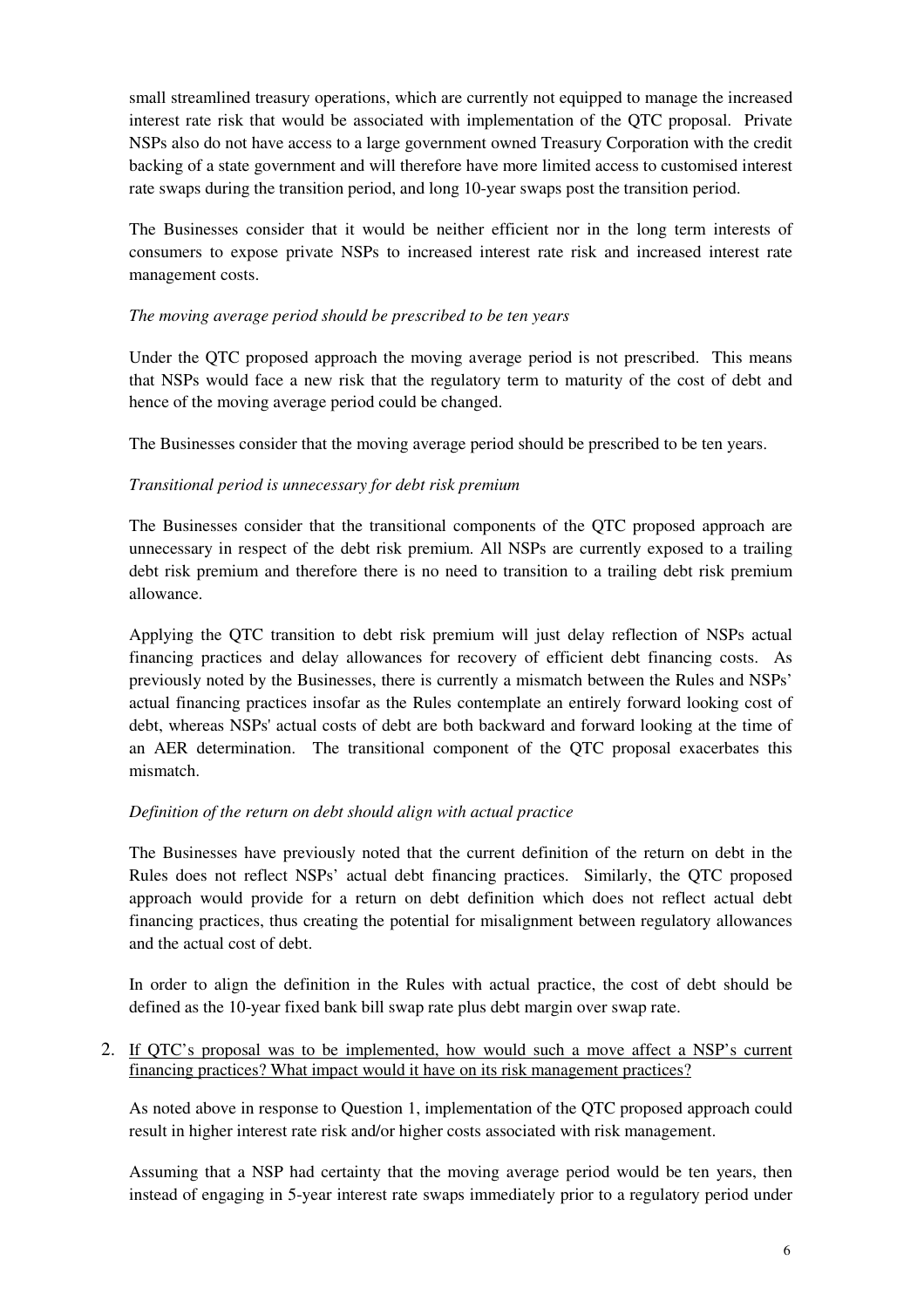small streamlined treasury operations, which are currently not equipped to manage the increased interest rate risk that would be associated with implementation of the QTC proposal. Private NSPs also do not have access to a large government owned Treasury Corporation with the credit backing of a state government and will therefore have more limited access to customised interest rate swaps during the transition period, and long 10-year swaps post the transition period.

The Businesses consider that it would be neither efficient nor in the long term interests of consumers to expose private NSPs to increased interest rate risk and increased interest rate management costs.

*The moving average period should be prescribed to be ten years*

Under the QTC proposed approach the moving average period is not prescribed. This means that NSPs would face a new risk that the regulatory term to maturity of the cost of debt and hence of the moving average period could be changed.

The Businesses consider that the moving average period should be prescribed to be ten years.

*Transitional period is unnecessary for debt risk premium*

The Businesses consider that the transitional components of the QTC proposed approach are unnecessary in respect of the debt risk premium. All NSPs are currently exposed to a trailing debt risk premium and therefore there is no need to transition to a trailing debt risk premium allowance.

Applying the QTC transition to debt risk premium will just delay reflection of NSPs actual financing practices and delay allowances for recovery of efficient debt financing costs. As previously noted by the Businesses, there is currently a mismatch between the Rules and NSPs' actual financing practices insofar as the Rules contemplate an entirely forward looking cost of debt, whereas NSPs' actual costs of debt are both backward and forward looking at the time of an AER determination. The transitional component of the QTC proposal exacerbates this mismatch.

*Definition of the return on debt should align with actual practice*

The Businesses have previously noted that the current definition of the return on debt in the Rules does not reflect NSPs' actual debt financing practices. Similarly, the QTC proposed approach would provide for a return on debt definition which does not reflect actual debt financing practices, thus creating the potential for misalignment between regulatory allowances and the actual cost of debt.

In order to align the definition in the Rules with actual practice, the cost of debt should be defined as the 10-year fixed bank bill swap rate plus debt margin over swap rate.

2. <u>If QTC's proposal was to be implemented, how would such a move affect a NSP's current financing practices? What impact would it have on its risk management practices?</u>

   As noted above in response to Question 1, implementation of the QTC proposed approach could result in higher interest rate risk and/or higher costs associated with risk management.

   Assuming that a NSP had certainty that the moving average period would be ten years, then instead of engaging in 5-year interest rate swaps immediately prior to a regulatory period under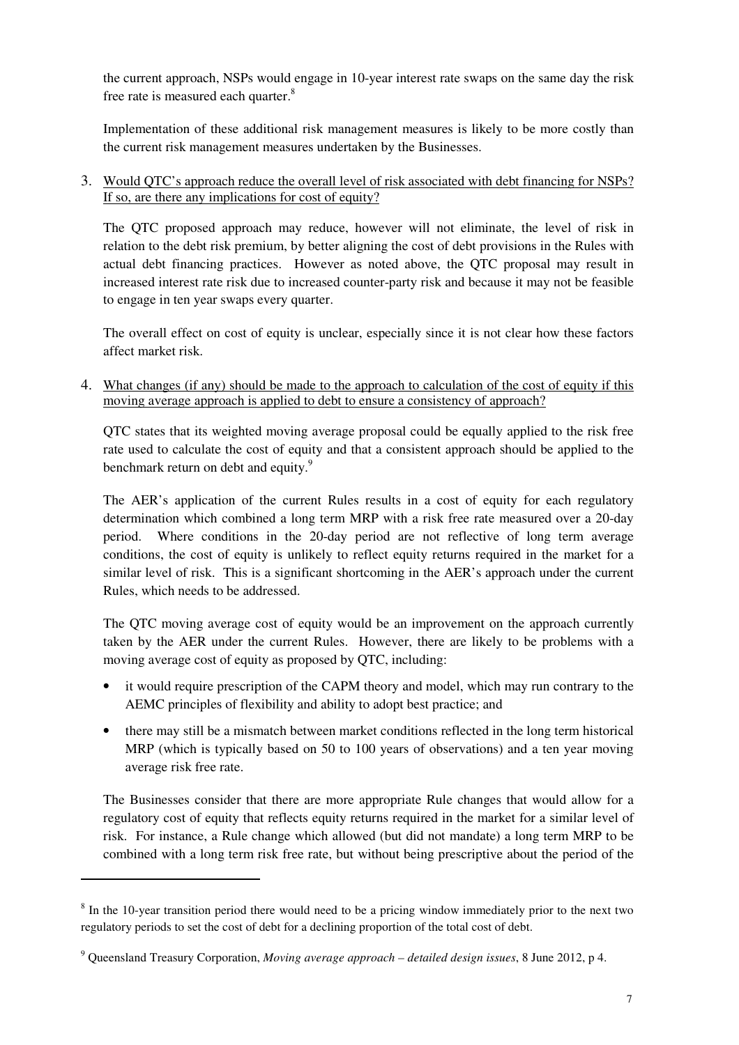the current approach, NSPs would engage in 10-year interest rate swaps on the same day the risk free rate is measured each quarter.[8]

Implementation of these additional risk management measures is likely to be more costly than the current risk management measures undertaken by the Businesses.

3. Would QTC's approach reduce the overall level of risk associated with debt financing for NSPs? If so, are there any implications for cost of equity?

The QTC proposed approach may reduce, however will not eliminate, the level of risk in relation to the debt risk premium, by better aligning the cost of debt provisions in the Rules with actual debt financing practices. However as noted above, the QTC proposal may result in increased interest rate risk due to increased counter-party risk and because it may not be feasible to engage in ten year swaps every quarter.

The overall effect on cost of equity is unclear, especially since it is not clear how these factors affect market risk.

4. What changes (if any) should be made to the approach to calculation of the cost of equity if this moving average approach is applied to debt to ensure a consistency of approach?

QTC states that its weighted moving average proposal could be equally applied to the risk free rate used to calculate the cost of equity and that a consistent approach should be applied to the benchmark return on debt and equity.[9]

The AER's application of the current Rules results in a cost of equity for each regulatory determination which combined a long term MRP with a risk free rate measured over a 20-day period. Where conditions in the 20-day period are not reflective of long term average conditions, the cost of equity is unlikely to reflect equity returns required in the market for a similar level of risk. This is a significant shortcoming in the AER's approach under the current Rules, which needs to be addressed.

The QTC moving average cost of equity would be an improvement on the approach currently taken by the AER under the current Rules. However, there are likely to be problems with a moving average cost of equity as proposed by QTC, including:

- it would require prescription of the CAPM theory and model, which may run contrary to the AEMC principles of flexibility and ability to adopt best practice; and
- there may still be a mismatch between market conditions reflected in the long term historical MRP (which is typically based on 50 to 100 years of observations) and a ten year moving average risk free rate.

The Businesses consider that there are more appropriate Rule changes that would allow for a regulatory cost of equity that reflects equity returns required in the market for a similar level of risk. For instance, a Rule change which allowed (but did not mandate) a long term MRP to be combined with a long term risk free rate, but without being prescriptive about the period of the

---

[8] In the 10-year transition period there would need to be a pricing window immediately prior to the next two regulatory periods to set the cost of debt for a declining proportion of the total cost of debt.

[9] Queensland Treasury Corporation, *Moving average approach – detailed design issues*, 8 June 2012, p 4.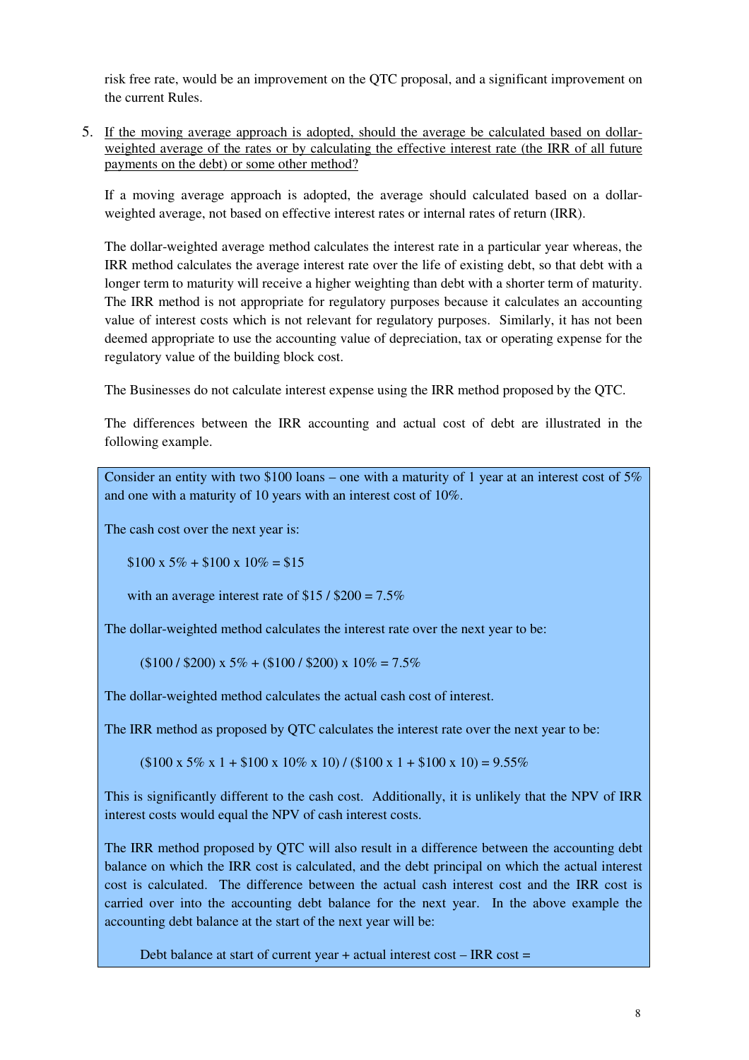risk free rate, would be an improvement on the QTC proposal, and a significant improvement on the current Rules.

5. <u>If the moving average approach is adopted, should the average be calculated based on dollar-weighted average of the rates or by calculating the effective interest rate (the IRR of all future payments on the debt) or some other method?</u>

   If a moving average approach is adopted, the average should calculated based on a dollar-weighted average, not based on effective interest rates or internal rates of return (IRR).

   The dollar-weighted average method calculates the interest rate in a particular year whereas, the IRR method calculates the average interest rate over the life of existing debt, so that debt with a longer term to maturity will receive a higher weighting than debt with a shorter term of maturity. The IRR method is not appropriate for regulatory purposes because it calculates an accounting value of interest costs which is not relevant for regulatory purposes. Similarly, it has not been deemed appropriate to use the accounting value of depreciation, tax or operating expense for the regulatory value of the building block cost.

   The Businesses do not calculate interest expense using the IRR method proposed by the QTC.

   The differences between the IRR accounting and actual cost of debt are illustrated in the following example.

> Consider an entity with two \$100 loans – one with a maturity of 1 year at an interest cost of 5% and one with a maturity of 10 years with an interest cost of 10%.
>
> The cash cost over the next year is:
>
> $\$100 \times 5\% + \$100 \times 10\% = \$15$
>
> with an average interest rate of $\$15 / \$200 = 7.5\%$
>
> The dollar-weighted method calculates the interest rate over the next year to be:
>
> $(\$100 / \$200) \times 5\% + (\$100 / \$200) \times 10\% = 7.5\%$
>
> The dollar-weighted method calculates the actual cash cost of interest.
>
> The IRR method as proposed by QTC calculates the interest rate over the next year to be:
>
> $(\$100 \times 5\% \times 1 + \$100 \times 10\% \times 10) / (\$100 \times 1 + \$100 \times 10) = 9.55\%$
>
> This is significantly different to the cash cost. Additionally, it is unlikely that the NPV of IRR interest costs would equal the NPV of cash interest costs.
>
> The IRR method proposed by QTC will also result in a difference between the accounting debt balance on which the IRR cost is calculated, and the debt principal on which the actual interest cost is calculated. The difference between the actual cash interest cost and the IRR cost is carried over into the accounting debt balance for the next year. In the above example the accounting debt balance at the start of the next year will be:
>
> Debt balance at start of current year + actual interest cost – IRR cost =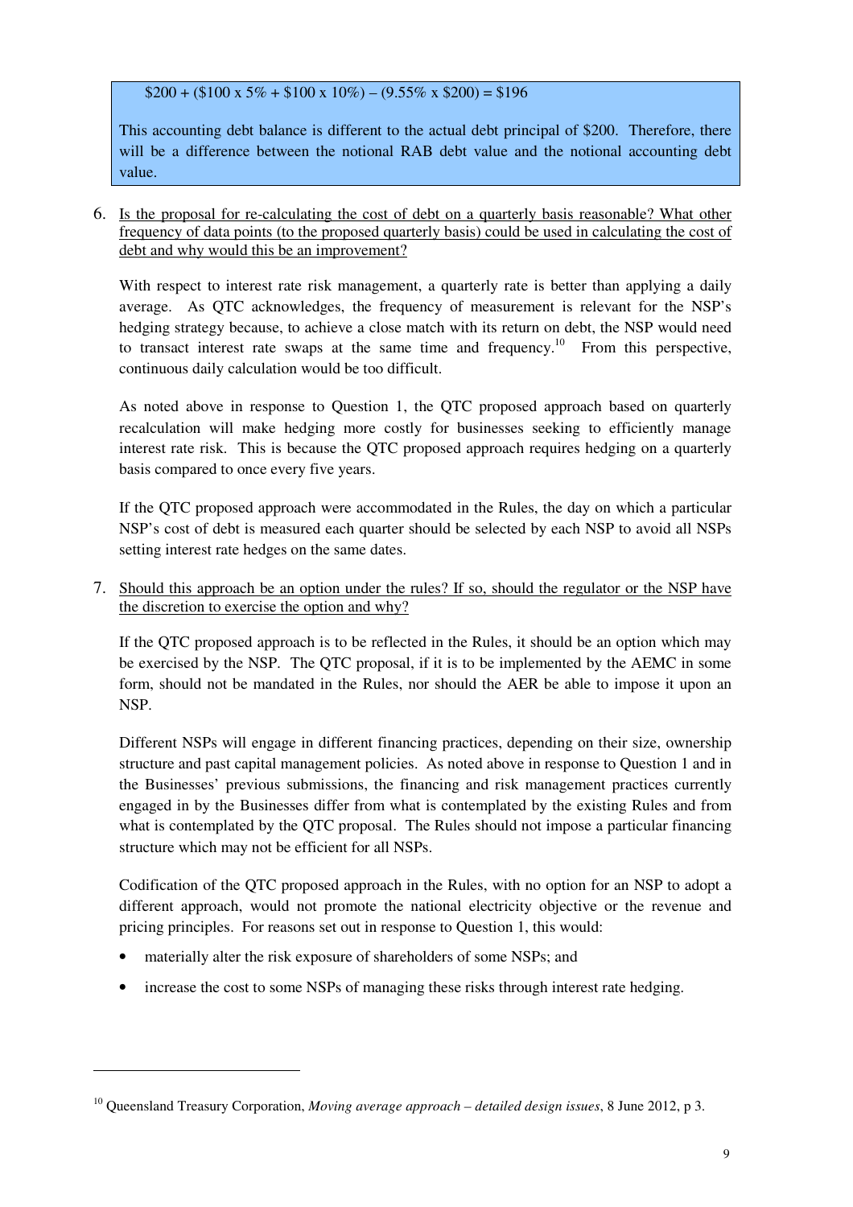> $200 + ($100 x 5% + $100 x 10%) – (9.55% x $200) = $196
>
> This accounting debt balance is different to the actual debt principal of $200. Therefore, there will be a difference between the notional RAB debt value and the notional accounting debt value.

6. <u>Is the proposal for re-calculating the cost of debt on a quarterly basis reasonable? What other frequency of data points (to the proposed quarterly basis) could be used in calculating the cost of debt and why would this be an improvement?</u>

   With respect to interest rate risk management, a quarterly rate is better than applying a daily average. As QTC acknowledges, the frequency of measurement is relevant for the NSP's hedging strategy because, to achieve a close match with its return on debt, the NSP would need to transact interest rate swaps at the same time and frequency.[10] From this perspective, continuous daily calculation would be too difficult.

   As noted above in response to Question 1, the QTC proposed approach based on quarterly recalculation will make hedging more costly for businesses seeking to efficiently manage interest rate risk. This is because the QTC proposed approach requires hedging on a quarterly basis compared to once every five years.

   If the QTC proposed approach were accommodated in the Rules, the day on which a particular NSP's cost of debt is measured each quarter should be selected by each NSP to avoid all NSPs setting interest rate hedges on the same dates.

7. <u>Should this approach be an option under the rules? If so, should the regulator or the NSP have the discretion to exercise the option and why?</u>

   If the QTC proposed approach is to be reflected in the Rules, it should be an option which may be exercised by the NSP. The QTC proposal, if it is to be implemented by the AEMC in some form, should not be mandated in the Rules, nor should the AER be able to impose it upon an NSP.

   Different NSPs will engage in different financing practices, depending on their size, ownership structure and past capital management policies. As noted above in response to Question 1 and in the Businesses' previous submissions, the financing and risk management practices currently engaged in by the Businesses differ from what is contemplated by the existing Rules and from what is contemplated by the QTC proposal. The Rules should not impose a particular financing structure which may not be efficient for all NSPs.

   Codification of the QTC proposed approach in the Rules, with no option for an NSP to adopt a different approach, would not promote the national electricity objective or the revenue and pricing principles. For reasons set out in response to Question 1, this would:

   - materially alter the risk exposure of shareholders of some NSPs; and
   - increase the cost to some NSPs of managing these risks through interest rate hedging.

---

[10] Queensland Treasury Corporation, *Moving average approach – detailed design issues*, 8 June 2012, p 3.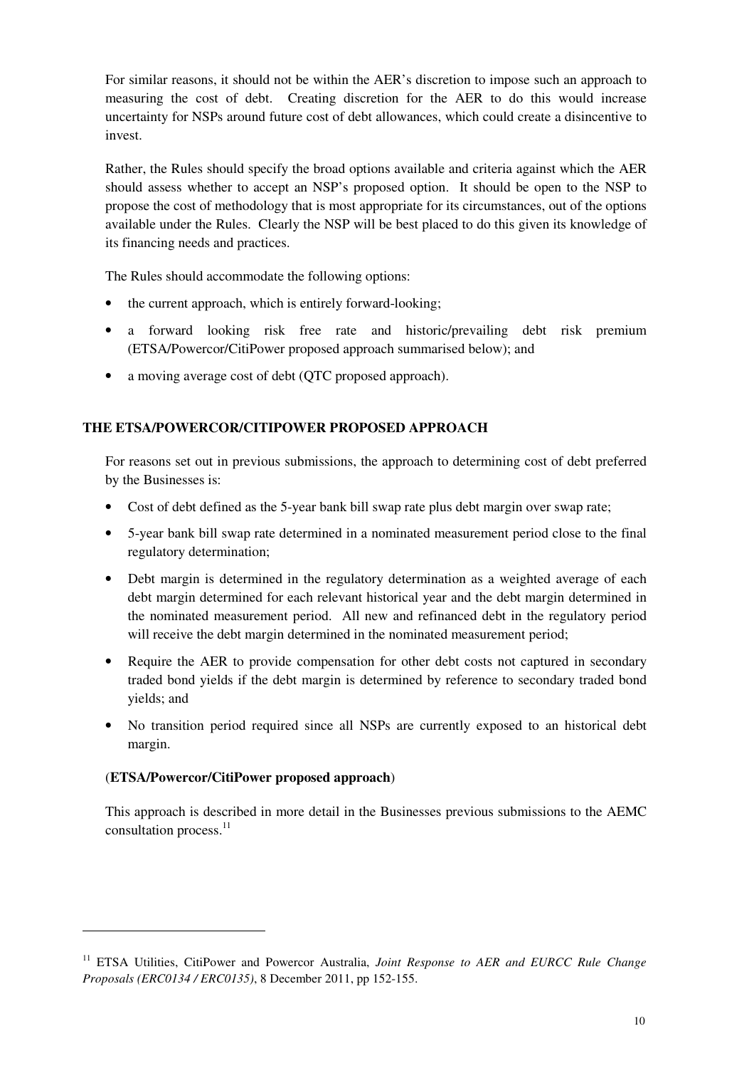For similar reasons, it should not be within the AER's discretion to impose such an approach to measuring the cost of debt. Creating discretion for the AER to do this would increase uncertainty for NSPs around future cost of debt allowances, which could create a disincentive to invest.

Rather, the Rules should specify the broad options available and criteria against which the AER should assess whether to accept an NSP's proposed option. It should be open to the NSP to propose the cost of methodology that is most appropriate for its circumstances, out of the options available under the Rules. Clearly the NSP will be best placed to do this given its knowledge of its financing needs and practices.

The Rules should accommodate the following options:

- the current approach, which is entirely forward-looking;
- a forward looking risk free rate and historic/prevailing debt risk premium (ETSA/Powercor/CitiPower proposed approach summarised below); and
- a moving average cost of debt (QTC proposed approach).

## THE ETSA/POWERCOR/CITIPOWER PROPOSED APPROACH

For reasons set out in previous submissions, the approach to determining cost of debt preferred by the Businesses is:

- Cost of debt defined as the 5-year bank bill swap rate plus debt margin over swap rate;
- 5-year bank bill swap rate determined in a nominated measurement period close to the final regulatory determination;
- Debt margin is determined in the regulatory determination as a weighted average of each debt margin determined for each relevant historical year and the debt margin determined in the nominated measurement period. All new and refinanced debt in the regulatory period will receive the debt margin determined in the nominated measurement period;
- Require the AER to provide compensation for other debt costs not captured in secondary traded bond yields if the debt margin is determined by reference to secondary traded bond yields; and
- No transition period required since all NSPs are currently exposed to an historical debt margin.

(**ETSA/Powercor/CitiPower proposed approach**)

This approach is described in more detail in the Businesses previous submissions to the AEMC consultation process.[11]

---

[11] ETSA Utilities, CitiPower and Powercor Australia, *Joint Response to AER and EURCC Rule Change Proposals (ERC0134 / ERC0135)*, 8 December 2011, pp 152-155.